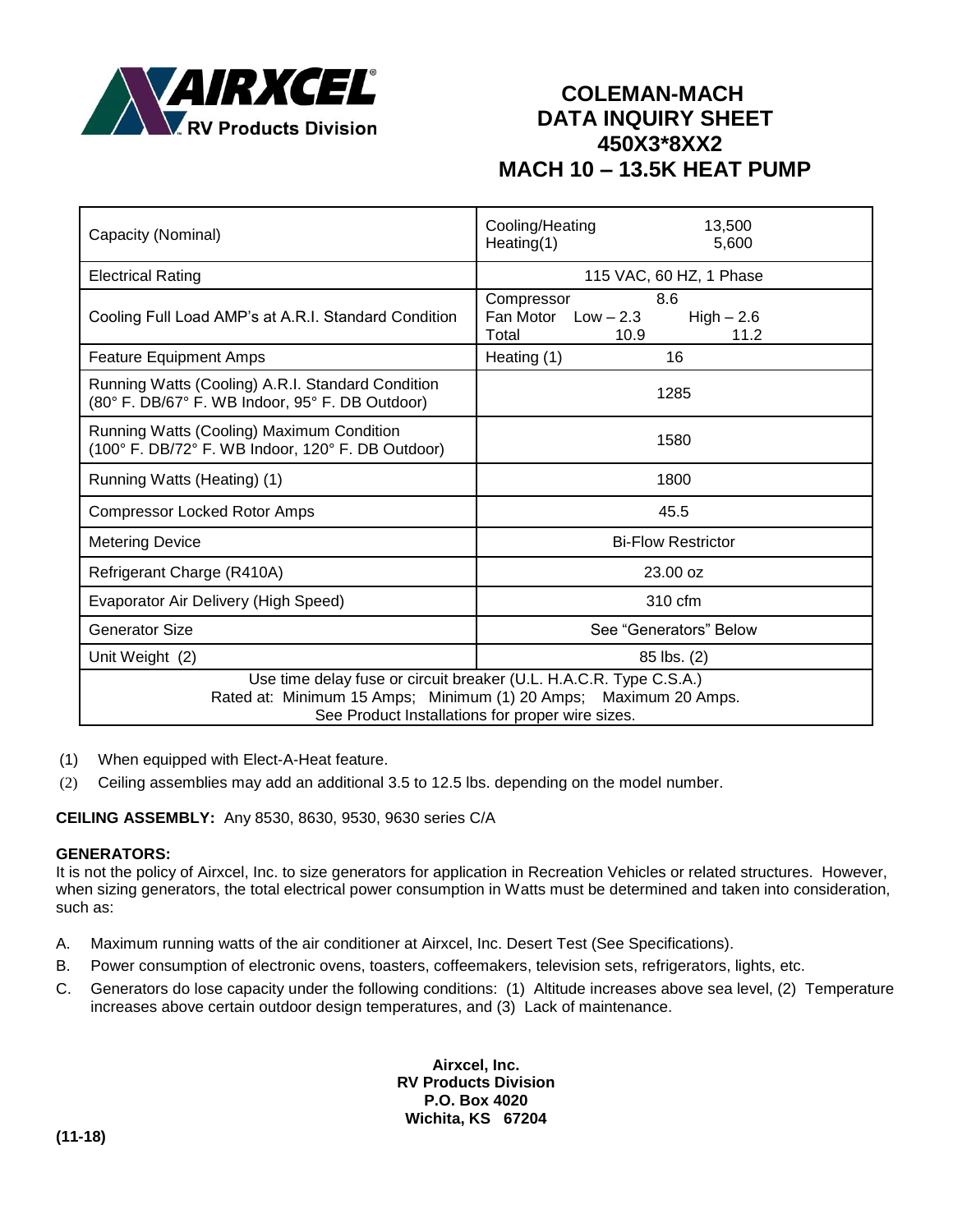# COLEMAN-MACH DATA INQUIRY SHEET 450X3*8XX2 MACH 10 – 13.5K HEAT PUMP

| | |
|---|---|
| Capacity (Nominal) | Cooling/Heating 13,500<br>Heating(1) 5,600 |
| Electrical Rating | 115 VAC, 60 HZ, 1 Phase |
| Cooling Full Load AMP's at A.R.I. Standard Condition | Compressor 8.6<br>Fan Motor Low – 2.3 High – 2.6<br>Total 10.9 11.2 |
| Feature Equipment Amps | Heating (1) 16 |
| Running Watts (Cooling) A.R.I. Standard Condition (80° F. DB/67° F. WB Indoor, 95° F. DB Outdoor) | 1285 |
| Running Watts (Cooling) Maximum Condition (100° F. DB/72° F. WB Indoor, 120° F. DB Outdoor) | 1580 |
| Running Watts (Heating) (1) | 1800 |
| Compressor Locked Rotor Amps | 45.5 |
| Metering Device | Bi-Flow Restrictor |
| Refrigerant Charge (R410A) | 23.00 oz |
| Evaporator Air Delivery (High Speed) | 310 cfm |
| Generator Size | See "Generators" Below |
| Unit Weight (2) | 85 lbs. (2) |
| Use time delay fuse or circuit breaker (U.L. H.A.C.R. Type C.S.A.) Rated at: Minimum 15 Amps; Minimum (1) 20 Amps; Maximum 20 Amps. See Product Installations for proper wire sizes. | |

(1) When equipped with Elect-A-Heat feature.

(2) Ceiling assemblies may add an additional 3.5 to 12.5 lbs. depending on the model number.

**CEILING ASSEMBLY:** Any 8530, 8630, 9530, 9630 series C/A

**GENERATORS:**
It is not the policy of Airxcel, Inc. to size generators for application in Recreation Vehicles or related structures. However, when sizing generators, the total electrical power consumption in Watts must be determined and taken into consideration, such as:

A. Maximum running watts of the air conditioner at Airxcel, Inc. Desert Test (See Specifications).

B. Power consumption of electronic ovens, toasters, coffeemakers, television sets, refrigerators, lights, etc.

C. Generators do lose capacity under the following conditions: (1) Altitude increases above sea level, (2) Temperature increases above certain outdoor design temperatures, and (3) Lack of maintenance.

**Airxcel, Inc.**
**RV Products Division**
**P.O. Box 4020**
**Wichita, KS 67204**

**(11-18)**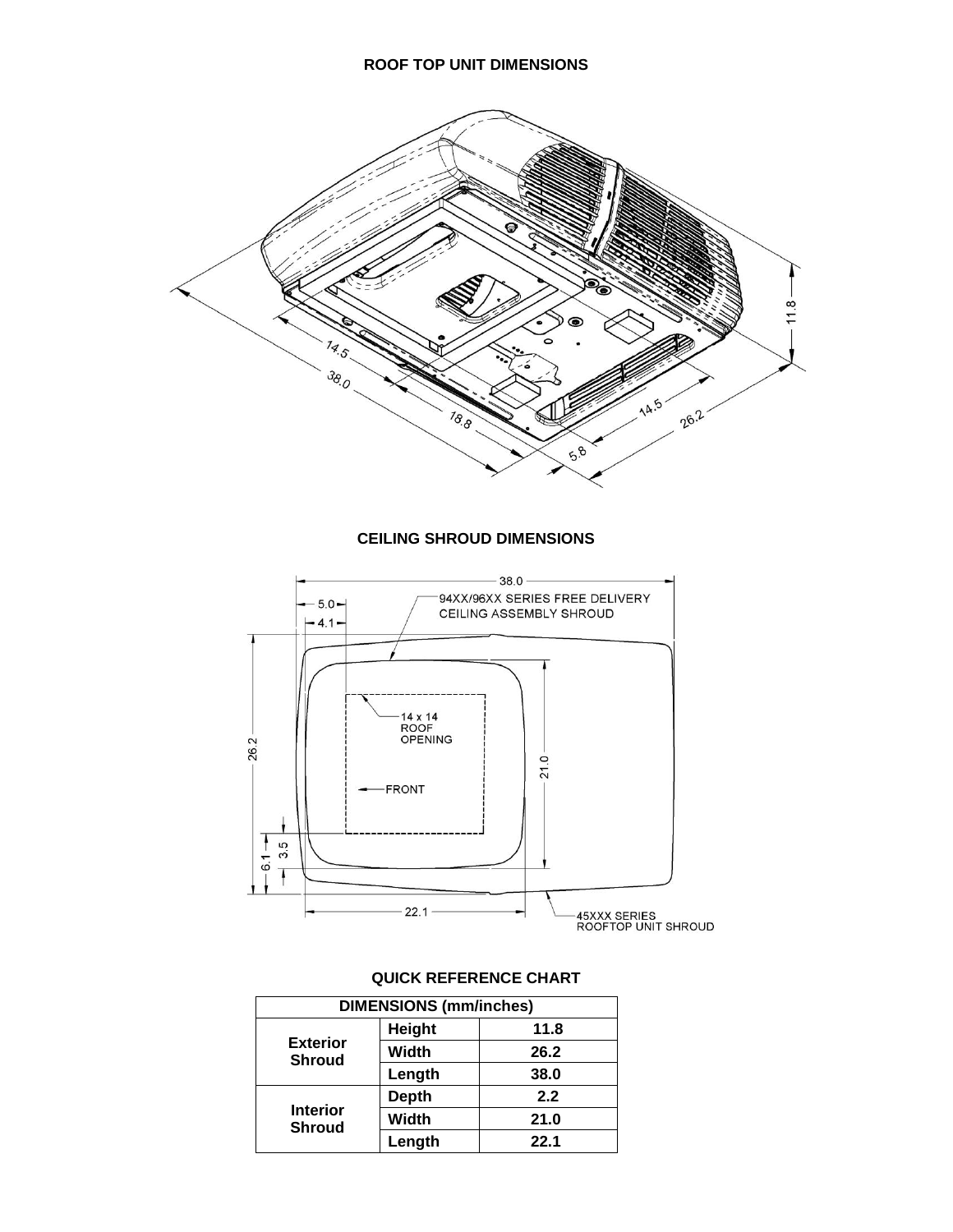**ROOF TOP UNIT DIMENSIONS**

14.5
38.0
18.8
5.8
14.5
26.2
11.8

**CEILING SHROUD DIMENSIONS**

38.0
5.0
4.1
94XX/96XX SERIES FREE DELIVERY
CEILING ASSEMBLY SHROUD
14 x 14
ROOF
OPENING
FRONT
26.2
21.0
6.1
3.5
22.1
45XXX SERIES
ROOFTOP UNIT SHROUD

**QUICK REFERENCE CHART**

| DIMENSIONS (mm/inches) | | |
|---|---|---|
| **Exterior Shroud** | **Height** | **11.8** |
| | **Width** | **26.2** |
| | **Length** | **38.0** |
| **Interior Shroud** | **Depth** | **2.2** |
| | **Width** | **21.0** |
| | **Length** | **22.1** |